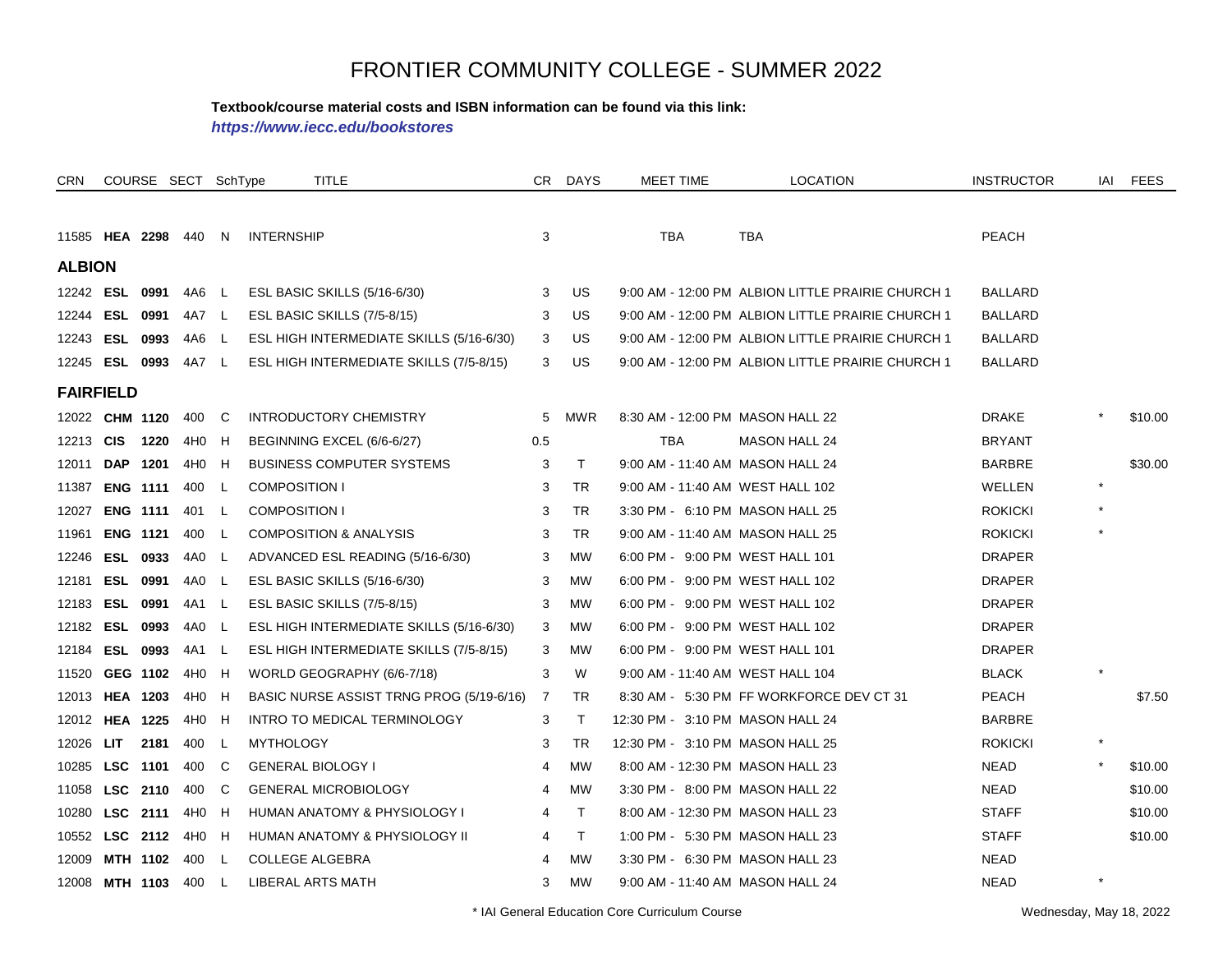# FRONTIER COMMUNITY COLLEGE - SUMMER 2022

**Textbook/course material costs and ISBN information can be found via this link:**

***https://www.iecc.edu/bookstores***

| CRN | COURSE | | SECT | SchType | TITLE | CR | DAYS | MEET TIME | LOCATION | INSTRUCTOR | IAI | FEES |
|---|---|---|---|---|---|---|---|---|---|---|---|---|
| 11585 | **HEA** | **2298** | 440 | N | INTERNSHIP | 3 | | TBA | TBA | PEACH | | |
| **ALBION** | | | | | | | | | | | | |
| 12242 | **ESL** | **0991** | 4A6 | L | ESL BASIC SKILLS (5/16-6/30) | 3 | US | 9:00 AM - 12:00 PM | ALBION LITTLE PRAIRIE CHURCH 1 | BALLARD | | |
| 12244 | **ESL** | **0991** | 4A7 | L | ESL BASIC SKILLS (7/5-8/15) | 3 | US | 9:00 AM - 12:00 PM | ALBION LITTLE PRAIRIE CHURCH 1 | BALLARD | | |
| 12243 | **ESL** | **0993** | 4A6 | L | ESL HIGH INTERMEDIATE SKILLS (5/16-6/30) | 3 | US | 9:00 AM - 12:00 PM | ALBION LITTLE PRAIRIE CHURCH 1 | BALLARD | | |
| 12245 | **ESL** | **0993** | 4A7 | L | ESL HIGH INTERMEDIATE SKILLS (7/5-8/15) | 3 | US | 9:00 AM - 12:00 PM | ALBION LITTLE PRAIRIE CHURCH 1 | BALLARD | | |
| **FAIRFIELD** | | | | | | | | | | | | |
| 12022 | **CHM** | **1120** | 400 | C | INTRODUCTORY CHEMISTRY | 5 | MWR | 8:30 AM - 12:00 PM | MASON HALL 22 | DRAKE | * | $10.00 |
| 12213 | **CIS** | **1220** | 4H0 | H | BEGINNING EXCEL (6/6-6/27) | 0.5 | | TBA | MASON HALL 24 | BRYANT | | |
| 12011 | **DAP** | **1201** | 4H0 | H | BUSINESS COMPUTER SYSTEMS | 3 | T | 9:00 AM - 11:40 AM | MASON HALL 24 | BARBRE | | $30.00 |
| 11387 | **ENG** | **1111** | 400 | L | COMPOSITION I | 3 | TR | 9:00 AM - 11:40 AM | WEST HALL 102 | WELLEN | * | |
| 12027 | **ENG** | **1111** | 401 | L | COMPOSITION I | 3 | TR | 3:30 PM - 6:10 PM | MASON HALL 25 | ROKICKI | * | |
| 11961 | **ENG** | **1121** | 400 | L | COMPOSITION & ANALYSIS | 3 | TR | 9:00 AM - 11:40 AM | MASON HALL 25 | ROKICKI | * | |
| 12246 | **ESL** | **0933** | 4A0 | L | ADVANCED ESL READING (5/16-6/30) | 3 | MW | 6:00 PM - 9:00 PM | WEST HALL 101 | DRAPER | | |
| 12181 | **ESL** | **0991** | 4A0 | L | ESL BASIC SKILLS (5/16-6/30) | 3 | MW | 6:00 PM - 9:00 PM | WEST HALL 102 | DRAPER | | |
| 12183 | **ESL** | **0991** | 4A1 | L | ESL BASIC SKILLS (7/5-8/15) | 3 | MW | 6:00 PM - 9:00 PM | WEST HALL 102 | DRAPER | | |
| 12182 | **ESL** | **0993** | 4A0 | L | ESL HIGH INTERMEDIATE SKILLS (5/16-6/30) | 3 | MW | 6:00 PM - 9:00 PM | WEST HALL 102 | DRAPER | | |
| 12184 | **ESL** | **0993** | 4A1 | L | ESL HIGH INTERMEDIATE SKILLS (7/5-8/15) | 3 | MW | 6:00 PM - 9:00 PM | WEST HALL 101 | DRAPER | | |
| 11520 | **GEG** | **1102** | 4H0 | H | WORLD GEOGRAPHY (6/6-7/18) | 3 | W | 9:00 AM - 11:40 AM | WEST HALL 104 | BLACK | * | |
| 12013 | **HEA** | **1203** | 4H0 | H | BASIC NURSE ASSIST TRNG PROG (5/19-6/16) | 7 | TR | 8:30 AM - 5:30 PM | FF WORKFORCE DEV CT 31 | PEACH | | $7.50 |
| 12012 | **HEA** | **1225** | 4H0 | H | INTRO TO MEDICAL TERMINOLOGY | 3 | T | 12:30 PM - 3:10 PM | MASON HALL 24 | BARBRE | | |
| 12026 | **LIT** | **2181** | 400 | L | MYTHOLOGY | 3 | TR | 12:30 PM - 3:10 PM | MASON HALL 25 | ROKICKI | * | |
| 10285 | **LSC** | **1101** | 400 | C | GENERAL BIOLOGY I | 4 | MW | 8:00 AM - 12:30 PM | MASON HALL 23 | NEAD | * | $10.00 |
| 11058 | **LSC** | **2110** | 400 | C | GENERAL MICROBIOLOGY | 4 | MW | 3:30 PM - 8:00 PM | MASON HALL 22 | NEAD | | $10.00 |
| 10280 | **LSC** | **2111** | 4H0 | H | HUMAN ANATOMY & PHYSIOLOGY I | 4 | T | 8:00 AM - 12:30 PM | MASON HALL 23 | STAFF | | $10.00 |
| 10552 | **LSC** | **2112** | 4H0 | H | HUMAN ANATOMY & PHYSIOLOGY II | 4 | T | 1:00 PM - 5:30 PM | MASON HALL 23 | STAFF | | $10.00 |
| 12009 | **MTH** | **1102** | 400 | L | COLLEGE ALGEBRA | 4 | MW | 3:30 PM - 6:30 PM | MASON HALL 23 | NEAD | | |
| 12008 | **MTH** | **1103** | 400 | L | LIBERAL ARTS MATH | 3 | MW | 9:00 AM - 11:40 AM | MASON HALL 24 | NEAD | * | |

\* IAI General Education Core Curriculum Course

Wednesday, May 18, 2022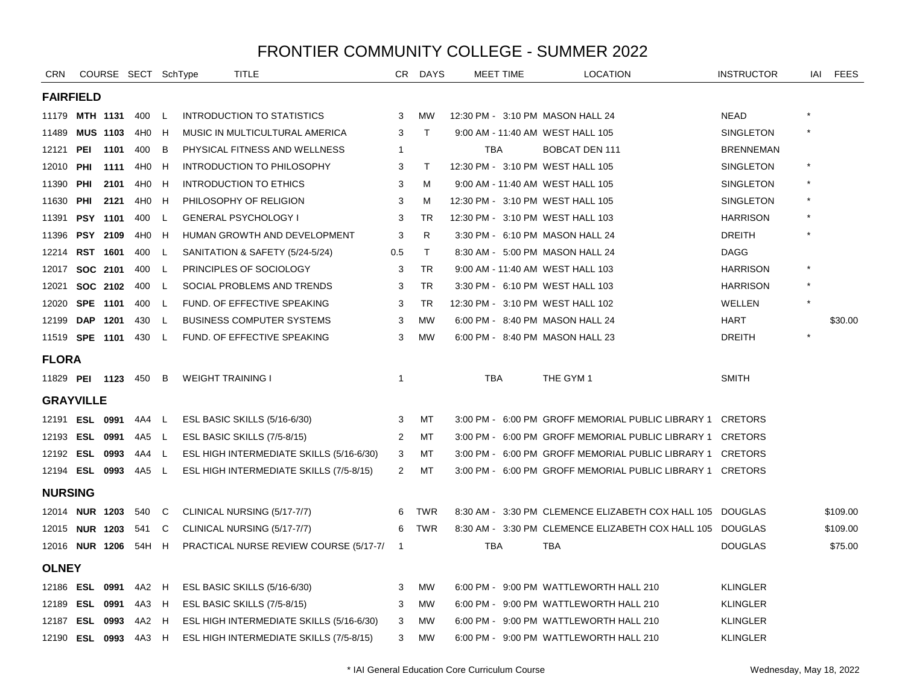# FRONTIER COMMUNITY COLLEGE - SUMMER 2022

| CRN | COURSE | | SECT | SchType | TITLE | CR | DAYS | MEET TIME | LOCATION | INSTRUCTOR | IAI | FEES |
|---|---|---|---|---|---|---|---|---|---|---|---|---|
| **FAIRFIELD** | | | | | | | | | | | | |
| 11179 | **MTH** | **1131** | 400 | L | INTRODUCTION TO STATISTICS | 3 | MW | 12:30 PM - 3:10 PM | MASON HALL 24 | NEAD | * | |
| 11489 | **MUS** | **1103** | 4H0 | H | MUSIC IN MULTICULTURAL AMERICA | 3 | T | 9:00 AM - 11:40 AM | WEST HALL 105 | SINGLETON | * | |
| 12121 | **PEI** | **1101** | 400 | B | PHYSICAL FITNESS AND WELLNESS | 1 | | TBA | BOBCAT DEN 111 | BRENNEMAN | | |
| 12010 | **PHI** | **1111** | 4H0 | H | INTRODUCTION TO PHILOSOPHY | 3 | T | 12:30 PM - 3:10 PM | WEST HALL 105 | SINGLETON | * | |
| 11390 | **PHI** | **2101** | 4H0 | H | INTRODUCTION TO ETHICS | 3 | M | 9:00 AM - 11:40 AM | WEST HALL 105 | SINGLETON | * | |
| 11630 | **PHI** | **2121** | 4H0 | H | PHILOSOPHY OF RELIGION | 3 | M | 12:30 PM - 3:10 PM | WEST HALL 105 | SINGLETON | * | |
| 11391 | **PSY** | **1101** | 400 | L | GENERAL PSYCHOLOGY I | 3 | TR | 12:30 PM - 3:10 PM | WEST HALL 103 | HARRISON | * | |
| 11396 | **PSY** | **2109** | 4H0 | H | HUMAN GROWTH AND DEVELOPMENT | 3 | R | 3:30 PM - 6:10 PM | MASON HALL 24 | DREITH | * | |
| 12214 | **RST** | **1601** | 400 | L | SANITATION & SAFETY (5/24-5/24) | 0.5 | T | 8:30 AM - 5:00 PM | MASON HALL 24 | DAGG | | |
| 12017 | **SOC** | **2101** | 400 | L | PRINCIPLES OF SOCIOLOGY | 3 | TR | 9:00 AM - 11:40 AM | WEST HALL 103 | HARRISON | * | |
| 12021 | **SOC** | **2102** | 400 | L | SOCIAL PROBLEMS AND TRENDS | 3 | TR | 3:30 PM - 6:10 PM | WEST HALL 103 | HARRISON | * | |
| 12020 | **SPE** | **1101** | 400 | L | FUND. OF EFFECTIVE SPEAKING | 3 | TR | 12:30 PM - 3:10 PM | WEST HALL 102 | WELLEN | * | |
| 12199 | **DAP** | **1201** | 430 | L | BUSINESS COMPUTER SYSTEMS | 3 | MW | 6:00 PM - 8:40 PM | MASON HALL 24 | HART | | $30.00 |
| 11519 | **SPE** | **1101** | 430 | L | FUND. OF EFFECTIVE SPEAKING | 3 | MW | 6:00 PM - 8:40 PM | MASON HALL 23 | DREITH | * | |
| **FLORA** | | | | | | | | | | | | |
| 11829 | **PEI** | **1123** | 450 | B | WEIGHT TRAINING I | 1 | | TBA | THE GYM 1 | SMITH | | |
| **GRAYVILLE** | | | | | | | | | | | | |
| 12191 | **ESL** | **0991** | 4A4 | L | ESL BASIC SKILLS (5/16-6/30) | 3 | MT | 3:00 PM - 6:00 PM | GROFF MEMORIAL PUBLIC LIBRARY 1 | CRETORS | | |
| 12193 | **ESL** | **0991** | 4A5 | L | ESL BASIC SKILLS (7/5-8/15) | 2 | MT | 3:00 PM - 6:00 PM | GROFF MEMORIAL PUBLIC LIBRARY 1 | CRETORS | | |
| 12192 | **ESL** | **0993** | 4A4 | L | ESL HIGH INTERMEDIATE SKILLS (5/16-6/30) | 3 | MT | 3:00 PM - 6:00 PM | GROFF MEMORIAL PUBLIC LIBRARY 1 | CRETORS | | |
| 12194 | **ESL** | **0993** | 4A5 | L | ESL HIGH INTERMEDIATE SKILLS (7/5-8/15) | 2 | MT | 3:00 PM - 6:00 PM | GROFF MEMORIAL PUBLIC LIBRARY 1 | CRETORS | | |
| **NURSING** | | | | | | | | | | | | |
| 12014 | **NUR** | **1203** | 540 | C | CLINICAL NURSING (5/17-7/7) | 6 | TWR | 8:30 AM - 3:30 PM | CLEMENCE ELIZABETH COX HALL 105 | DOUGLAS | | $109.00 |
| 12015 | **NUR** | **1203** | 541 | C | CLINICAL NURSING (5/17-7/7) | 6 | TWR | 8:30 AM - 3:30 PM | CLEMENCE ELIZABETH COX HALL 105 | DOUGLAS | | $109.00 |
| 12016 | **NUR** | **1206** | 54H | H | PRACTICAL NURSE REVIEW COURSE (5/17-7/ | 1 | | TBA | TBA | DOUGLAS | | $75.00 |
| **OLNEY** | | | | | | | | | | | | |
| 12186 | **ESL** | **0991** | 4A2 | H | ESL BASIC SKILLS (5/16-6/30) | 3 | MW | 6:00 PM - 9:00 PM | WATTLEWORTH HALL 210 | KLINGLER | | |
| 12189 | **ESL** | **0991** | 4A3 | H | ESL BASIC SKILLS (7/5-8/15) | 3 | MW | 6:00 PM - 9:00 PM | WATTLEWORTH HALL 210 | KLINGLER | | |
| 12187 | **ESL** | **0993** | 4A2 | H | ESL HIGH INTERMEDIATE SKILLS (5/16-6/30) | 3 | MW | 6:00 PM - 9:00 PM | WATTLEWORTH HALL 210 | KLINGLER | | |
| 12190 | **ESL** | **0993** | 4A3 | H | ESL HIGH INTERMEDIATE SKILLS (7/5-8/15) | 3 | MW | 6:00 PM - 9:00 PM | WATTLEWORTH HALL 210 | KLINGLER | | |

\* IAI General Education Core Curriculum Course

Wednesday, May 18, 2022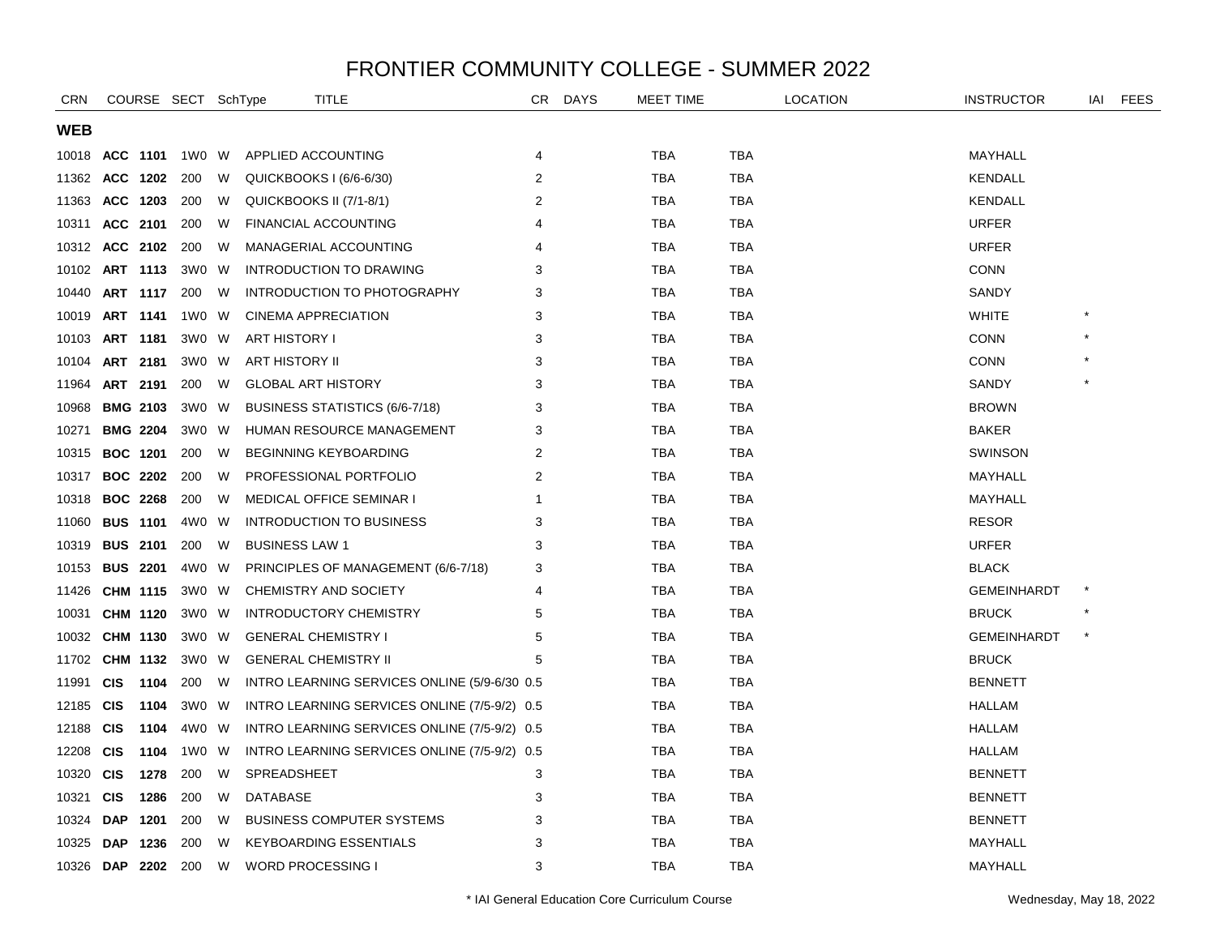# FRONTIER COMMUNITY COLLEGE - SUMMER 2022

## WEB

| CRN | COURSE | | SECT | SchType | TITLE | CR | DAYS | MEET TIME | LOCATION | INSTRUCTOR | IAI | FEES |
|---|---|---|---|---|---|---|---|---|---|---|---|---|
| 10018 | **ACC** | **1101** | 1W0 | W | APPLIED ACCOUNTING | 4 | | TBA | TBA | MAYHALL | | |
| 11362 | **ACC** | **1202** | 200 | W | QUICKBOOKS I (6/6-6/30) | 2 | | TBA | TBA | KENDALL | | |
| 11363 | **ACC** | **1203** | 200 | W | QUICKBOOKS II (7/1-8/1) | 2 | | TBA | TBA | KENDALL | | |
| 10311 | **ACC** | **2101** | 200 | W | FINANCIAL ACCOUNTING | 4 | | TBA | TBA | URFER | | |
| 10312 | **ACC** | **2102** | 200 | W | MANAGERIAL ACCOUNTING | 4 | | TBA | TBA | URFER | | |
| 10102 | **ART** | **1113** | 3W0 | W | INTRODUCTION TO DRAWING | 3 | | TBA | TBA | CONN | | |
| 10440 | **ART** | **1117** | 200 | W | INTRODUCTION TO PHOTOGRAPHY | 3 | | TBA | TBA | SANDY | | |
| 10019 | **ART** | **1141** | 1W0 | W | CINEMA APPRECIATION | 3 | | TBA | TBA | WHITE | * | |
| 10103 | **ART** | **1181** | 3W0 | W | ART HISTORY I | 3 | | TBA | TBA | CONN | * | |
| 10104 | **ART** | **2181** | 3W0 | W | ART HISTORY II | 3 | | TBA | TBA | CONN | * | |
| 11964 | **ART** | **2191** | 200 | W | GLOBAL ART HISTORY | 3 | | TBA | TBA | SANDY | * | |
| 10968 | **BMG** | **2103** | 3W0 | W | BUSINESS STATISTICS (6/6-7/18) | 3 | | TBA | TBA | BROWN | | |
| 10271 | **BMG** | **2204** | 3W0 | W | HUMAN RESOURCE MANAGEMENT | 3 | | TBA | TBA | BAKER | | |
| 10315 | **BOC** | **1201** | 200 | W | BEGINNING KEYBOARDING | 2 | | TBA | TBA | SWINSON | | |
| 10317 | **BOC** | **2202** | 200 | W | PROFESSIONAL PORTFOLIO | 2 | | TBA | TBA | MAYHALL | | |
| 10318 | **BOC** | **2268** | 200 | W | MEDICAL OFFICE SEMINAR I | 1 | | TBA | TBA | MAYHALL | | |
| 11060 | **BUS** | **1101** | 4W0 | W | INTRODUCTION TO BUSINESS | 3 | | TBA | TBA | RESOR | | |
| 10319 | **BUS** | **2101** | 200 | W | BUSINESS LAW 1 | 3 | | TBA | TBA | URFER | | |
| 10153 | **BUS** | **2201** | 4W0 | W | PRINCIPLES OF MANAGEMENT (6/6-7/18) | 3 | | TBA | TBA | BLACK | | |
| 11426 | **CHM** | **1115** | 3W0 | W | CHEMISTRY AND SOCIETY | 4 | | TBA | TBA | GEMEINHARDT | * | |
| 10031 | **CHM** | **1120** | 3W0 | W | INTRODUCTORY CHEMISTRY | 5 | | TBA | TBA | BRUCK | * | |
| 10032 | **CHM** | **1130** | 3W0 | W | GENERAL CHEMISTRY I | 5 | | TBA | TBA | GEMEINHARDT | * | |
| 11702 | **CHM** | **1132** | 3W0 | W | GENERAL CHEMISTRY II | 5 | | TBA | TBA | BRUCK | | |
| 11991 | **CIS** | **1104** | 200 | W | INTRO LEARNING SERVICES ONLINE (5/9-6/30 | 0.5 | | TBA | TBA | BENNETT | | |
| 12185 | **CIS** | **1104** | 3W0 | W | INTRO LEARNING SERVICES ONLINE (7/5-9/2) | 0.5 | | TBA | TBA | HALLAM | | |
| 12188 | **CIS** | **1104** | 4W0 | W | INTRO LEARNING SERVICES ONLINE (7/5-9/2) | 0.5 | | TBA | TBA | HALLAM | | |
| 12208 | **CIS** | **1104** | 1W0 | W | INTRO LEARNING SERVICES ONLINE (7/5-9/2) | 0.5 | | TBA | TBA | HALLAM | | |
| 10320 | **CIS** | **1278** | 200 | W | SPREADSHEET | 3 | | TBA | TBA | BENNETT | | |
| 10321 | **CIS** | **1286** | 200 | W | DATABASE | 3 | | TBA | TBA | BENNETT | | |
| 10324 | **DAP** | **1201** | 200 | W | BUSINESS COMPUTER SYSTEMS | 3 | | TBA | TBA | BENNETT | | |
| 10325 | **DAP** | **1236** | 200 | W | KEYBOARDING ESSENTIALS | 3 | | TBA | TBA | MAYHALL | | |
| 10326 | **DAP** | **2202** | 200 | W | WORD PROCESSING I | 3 | | TBA | TBA | MAYHALL | | |

\* IAI General Education Core Curriculum Course

Wednesday, May 18, 2022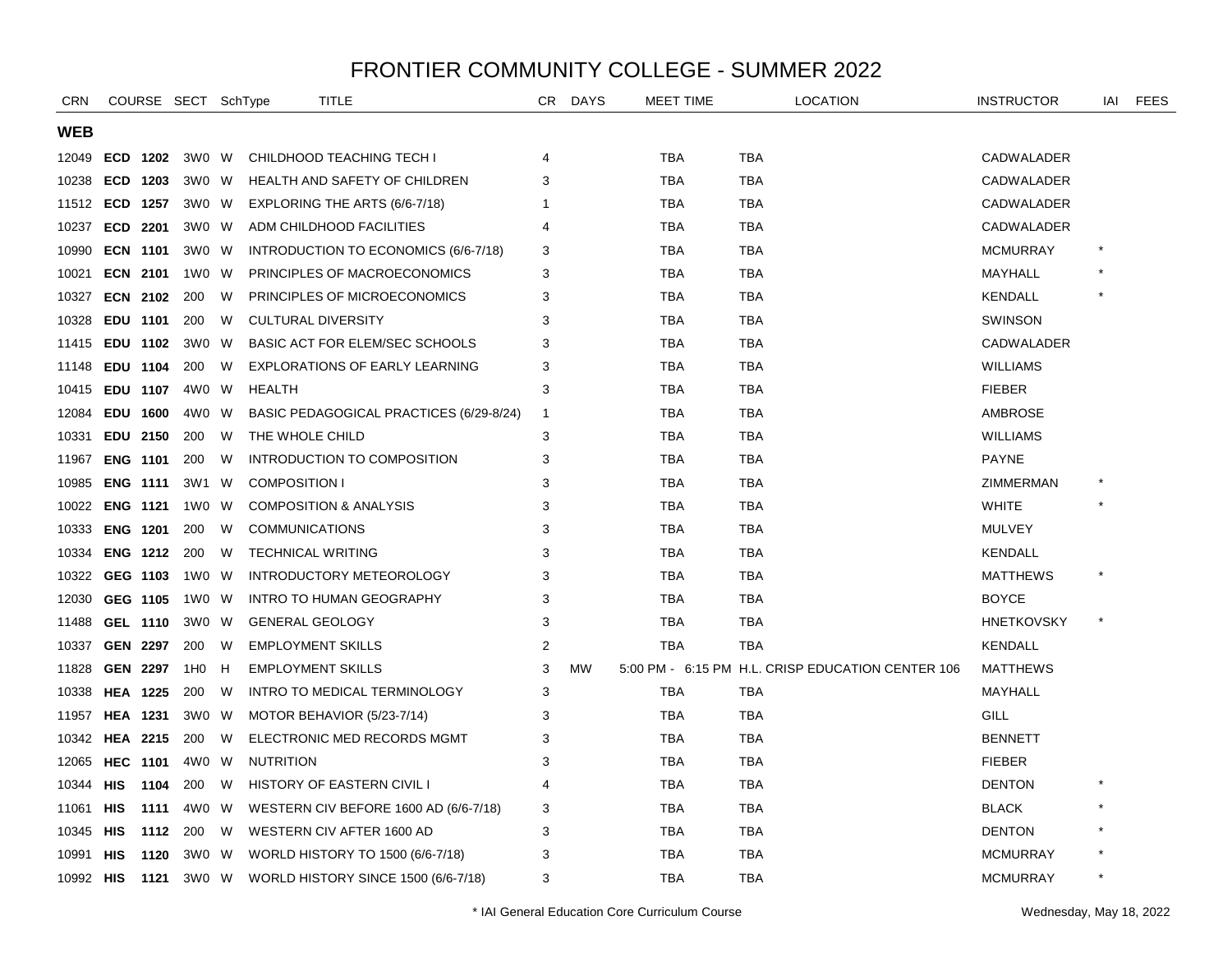# FRONTIER COMMUNITY COLLEGE - SUMMER 2022

| CRN | COURSE | | SECT | SchType | TITLE | CR | DAYS | MEET TIME | LOCATION | INSTRUCTOR | IAI | FEES |
|---|---|---|---|---|---|---|---|---|---|---|---|---|
| **WEB** | | | | | | | | | | | | |
| 12049 | **ECD** | **1202** | 3W0 | W | CHILDHOOD TEACHING TECH I | 4 | | TBA | TBA | CADWALADER | | |
| 10238 | **ECD** | **1203** | 3W0 | W | HEALTH AND SAFETY OF CHILDREN | 3 | | TBA | TBA | CADWALADER | | |
| 11512 | **ECD** | **1257** | 3W0 | W | EXPLORING THE ARTS (6/6-7/18) | 1 | | TBA | TBA | CADWALADER | | |
| 10237 | **ECD** | **2201** | 3W0 | W | ADM CHILDHOOD FACILITIES | 4 | | TBA | TBA | CADWALADER | | |
| 10990 | **ECN** | **1101** | 3W0 | W | INTRODUCTION TO ECONOMICS (6/6-7/18) | 3 | | TBA | TBA | MCMURRAY | * | |
| 10021 | **ECN** | **2101** | 1W0 | W | PRINCIPLES OF MACROECONOMICS | 3 | | TBA | TBA | MAYHALL | * | |
| 10327 | **ECN** | **2102** | 200 | W | PRINCIPLES OF MICROECONOMICS | 3 | | TBA | TBA | KENDALL | * | |
| 10328 | **EDU** | **1101** | 200 | W | CULTURAL DIVERSITY | 3 | | TBA | TBA | SWINSON | | |
| 11415 | **EDU** | **1102** | 3W0 | W | BASIC ACT FOR ELEM/SEC SCHOOLS | 3 | | TBA | TBA | CADWALADER | | |
| 11148 | **EDU** | **1104** | 200 | W | EXPLORATIONS OF EARLY LEARNING | 3 | | TBA | TBA | WILLIAMS | | |
| 10415 | **EDU** | **1107** | 4W0 | W | HEALTH | 3 | | TBA | TBA | FIEBER | | |
| 12084 | **EDU** | **1600** | 4W0 | W | BASIC PEDAGOGICAL PRACTICES (6/29-8/24) | 1 | | TBA | TBA | AMBROSE | | |
| 10331 | **EDU** | **2150** | 200 | W | THE WHOLE CHILD | 3 | | TBA | TBA | WILLIAMS | | |
| 11967 | **ENG** | **1101** | 200 | W | INTRODUCTION TO COMPOSITION | 3 | | TBA | TBA | PAYNE | | |
| 10985 | **ENG** | **1111** | 3W1 | W | COMPOSITION I | 3 | | TBA | TBA | ZIMMERMAN | * | |
| 10022 | **ENG** | **1121** | 1W0 | W | COMPOSITION & ANALYSIS | 3 | | TBA | TBA | WHITE | * | |
| 10333 | **ENG** | **1201** | 200 | W | COMMUNICATIONS | 3 | | TBA | TBA | MULVEY | | |
| 10334 | **ENG** | **1212** | 200 | W | TECHNICAL WRITING | 3 | | TBA | TBA | KENDALL | | |
| 10322 | **GEG** | **1103** | 1W0 | W | INTRODUCTORY METEOROLOGY | 3 | | TBA | TBA | MATTHEWS | * | |
| 12030 | **GEG** | **1105** | 1W0 | W | INTRO TO HUMAN GEOGRAPHY | 3 | | TBA | TBA | BOYCE | | |
| 11488 | **GEL** | **1110** | 3W0 | W | GENERAL GEOLOGY | 3 | | TBA | TBA | HNETKOVSKY | * | |
| 10337 | **GEN** | **2297** | 200 | W | EMPLOYMENT SKILLS | 2 | | TBA | TBA | KENDALL | | |
| 11828 | **GEN** | **2297** | 1H0 | H | EMPLOYMENT SKILLS | 3 | MW | 5:00 PM - 6:15 PM | H.L. CRISP EDUCATION CENTER 106 | MATTHEWS | | |
| 10338 | **HEA** | **1225** | 200 | W | INTRO TO MEDICAL TERMINOLOGY | 3 | | TBA | TBA | MAYHALL | | |
| 11957 | **HEA** | **1231** | 3W0 | W | MOTOR BEHAVIOR (5/23-7/14) | 3 | | TBA | TBA | GILL | | |
| 10342 | **HEA** | **2215** | 200 | W | ELECTRONIC MED RECORDS MGMT | 3 | | TBA | TBA | BENNETT | | |
| 12065 | **HEC** | **1101** | 4W0 | W | NUTRITION | 3 | | TBA | TBA | FIEBER | | |
| 10344 | **HIS** | **1104** | 200 | W | HISTORY OF EASTERN CIVIL I | 4 | | TBA | TBA | DENTON | * | |
| 11061 | **HIS** | **1111** | 4W0 | W | WESTERN CIV BEFORE 1600 AD (6/6-7/18) | 3 | | TBA | TBA | BLACK | * | |
| 10345 | **HIS** | **1112** | 200 | W | WESTERN CIV AFTER 1600 AD | 3 | | TBA | TBA | DENTON | * | |
| 10991 | **HIS** | **1120** | 3W0 | W | WORLD HISTORY TO 1500 (6/6-7/18) | 3 | | TBA | TBA | MCMURRAY | * | |
| 10992 | **HIS** | **1121** | 3W0 | W | WORLD HISTORY SINCE 1500 (6/6-7/18) | 3 | | TBA | TBA | MCMURRAY | * | |

\* IAI General Education Core Curriculum Course

Wednesday, May 18, 2022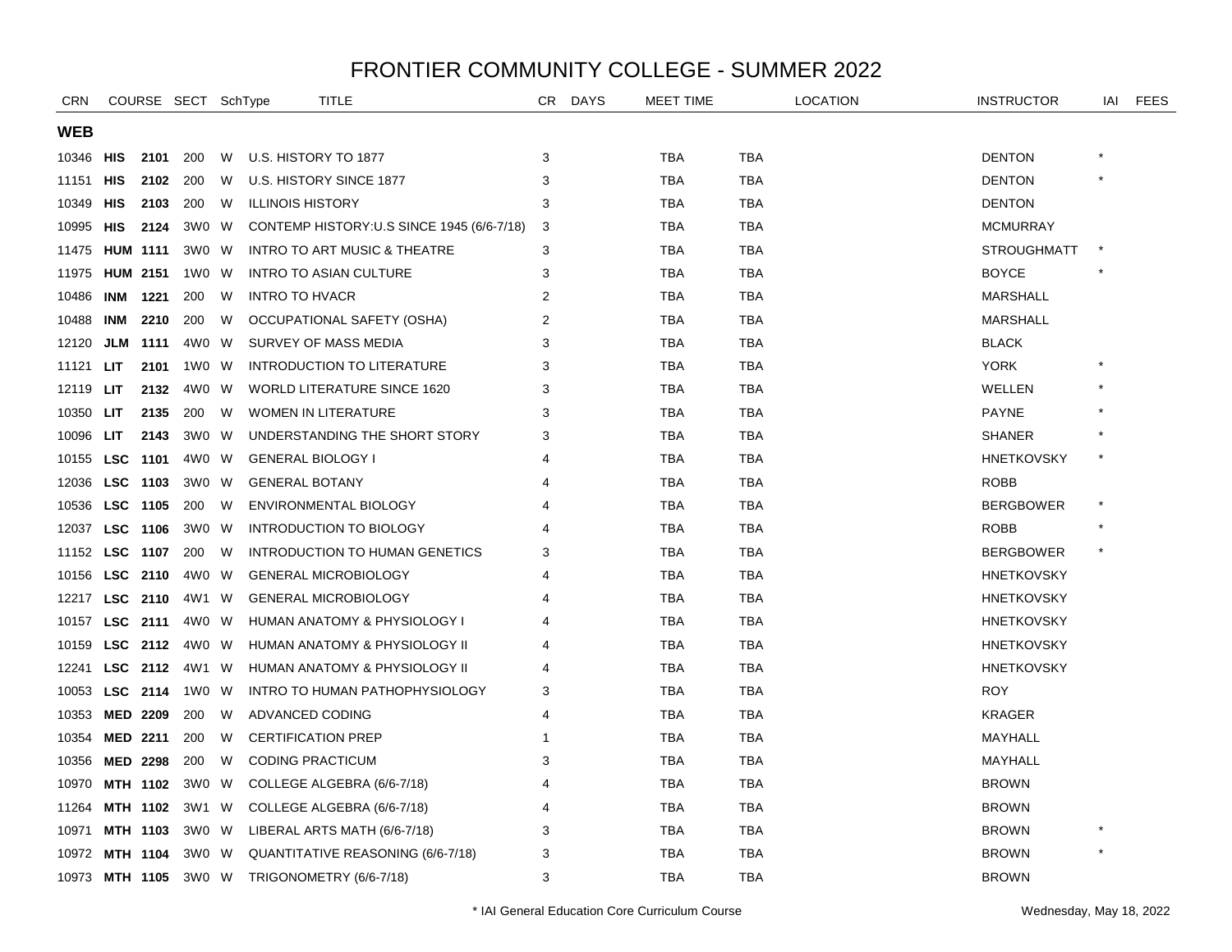# FRONTIER COMMUNITY COLLEGE - SUMMER 2022

| CRN | COURSE | | SECT | SchType | TITLE | CR | DAYS | MEET TIME | LOCATION | INSTRUCTOR | IAI | FEES |
|---|---|---|---|---|---|---|---|---|---|---|---|---|
| **WEB** | | | | | | | | | | | | |
| 10346 | **HIS** | **2101** | 200 | W | U.S. HISTORY TO 1877 | 3 | | TBA | TBA | DENTON | * | |
| 11151 | **HIS** | **2102** | 200 | W | U.S. HISTORY SINCE 1877 | 3 | | TBA | TBA | DENTON | * | |
| 10349 | **HIS** | **2103** | 200 | W | ILLINOIS HISTORY | 3 | | TBA | TBA | DENTON | | |
| 10995 | **HIS** | **2124** | 3W0 | W | CONTEMP HISTORY:U.S SINCE 1945 (6/6-7/18) | 3 | | TBA | TBA | MCMURRAY | | |
| 11475 | **HUM** | **1111** | 3W0 | W | INTRO TO ART MUSIC & THEATRE | 3 | | TBA | TBA | STROUGHMATT | * | |
| 11975 | **HUM** | **2151** | 1W0 | W | INTRO TO ASIAN CULTURE | 3 | | TBA | TBA | BOYCE | * | |
| 10486 | **INM** | **1221** | 200 | W | INTRO TO HVACR | 2 | | TBA | TBA | MARSHALL | | |
| 10488 | **INM** | **2210** | 200 | W | OCCUPATIONAL SAFETY (OSHA) | 2 | | TBA | TBA | MARSHALL | | |
| 12120 | **JLM** | **1111** | 4W0 | W | SURVEY OF MASS MEDIA | 3 | | TBA | TBA | BLACK | | |
| 11121 | **LIT** | **2101** | 1W0 | W | INTRODUCTION TO LITERATURE | 3 | | TBA | TBA | YORK | * | |
| 12119 | **LIT** | **2132** | 4W0 | W | WORLD LITERATURE SINCE 1620 | 3 | | TBA | TBA | WELLEN | * | |
| 10350 | **LIT** | **2135** | 200 | W | WOMEN IN LITERATURE | 3 | | TBA | TBA | PAYNE | * | |
| 10096 | **LIT** | **2143** | 3W0 | W | UNDERSTANDING THE SHORT STORY | 3 | | TBA | TBA | SHANER | * | |
| 10155 | **LSC** | **1101** | 4W0 | W | GENERAL BIOLOGY I | 4 | | TBA | TBA | HNETKOVSKY | * | |
| 12036 | **LSC** | **1103** | 3W0 | W | GENERAL BOTANY | 4 | | TBA | TBA | ROBB | | |
| 10536 | **LSC** | **1105** | 200 | W | ENVIRONMENTAL BIOLOGY | 4 | | TBA | TBA | BERGBOWER | * | |
| 12037 | **LSC** | **1106** | 3W0 | W | INTRODUCTION TO BIOLOGY | 4 | | TBA | TBA | ROBB | * | |
| 11152 | **LSC** | **1107** | 200 | W | INTRODUCTION TO HUMAN GENETICS | 3 | | TBA | TBA | BERGBOWER | * | |
| 10156 | **LSC** | **2110** | 4W0 | W | GENERAL MICROBIOLOGY | 4 | | TBA | TBA | HNETKOVSKY | | |
| 12217 | **LSC** | **2110** | 4W1 | W | GENERAL MICROBIOLOGY | 4 | | TBA | TBA | HNETKOVSKY | | |
| 10157 | **LSC** | **2111** | 4W0 | W | HUMAN ANATOMY & PHYSIOLOGY I | 4 | | TBA | TBA | HNETKOVSKY | | |
| 10159 | **LSC** | **2112** | 4W0 | W | HUMAN ANATOMY & PHYSIOLOGY II | 4 | | TBA | TBA | HNETKOVSKY | | |
| 12241 | **LSC** | **2112** | 4W1 | W | HUMAN ANATOMY & PHYSIOLOGY II | 4 | | TBA | TBA | HNETKOVSKY | | |
| 10053 | **LSC** | **2114** | 1W0 | W | INTRO TO HUMAN PATHOPHYSIOLOGY | 3 | | TBA | TBA | ROY | | |
| 10353 | **MED** | **2209** | 200 | W | ADVANCED CODING | 4 | | TBA | TBA | KRAGER | | |
| 10354 | **MED** | **2211** | 200 | W | CERTIFICATION PREP | 1 | | TBA | TBA | MAYHALL | | |
| 10356 | **MED** | **2298** | 200 | W | CODING PRACTICUM | 3 | | TBA | TBA | MAYHALL | | |
| 10970 | **MTH** | **1102** | 3W0 | W | COLLEGE ALGEBRA (6/6-7/18) | 4 | | TBA | TBA | BROWN | | |
| 11264 | **MTH** | **1102** | 3W1 | W | COLLEGE ALGEBRA (6/6-7/18) | 4 | | TBA | TBA | BROWN | | |
| 10971 | **MTH** | **1103** | 3W0 | W | LIBERAL ARTS MATH (6/6-7/18) | 3 | | TBA | TBA | BROWN | * | |
| 10972 | **MTH** | **1104** | 3W0 | W | QUANTITATIVE REASONING (6/6-7/18) | 3 | | TBA | TBA | BROWN | * | |
| 10973 | **MTH** | **1105** | 3W0 | W | TRIGONOMETRY (6/6-7/18) | 3 | | TBA | TBA | BROWN | | |

* IAI General Education Core Curriculum Course

Wednesday, May 18, 2022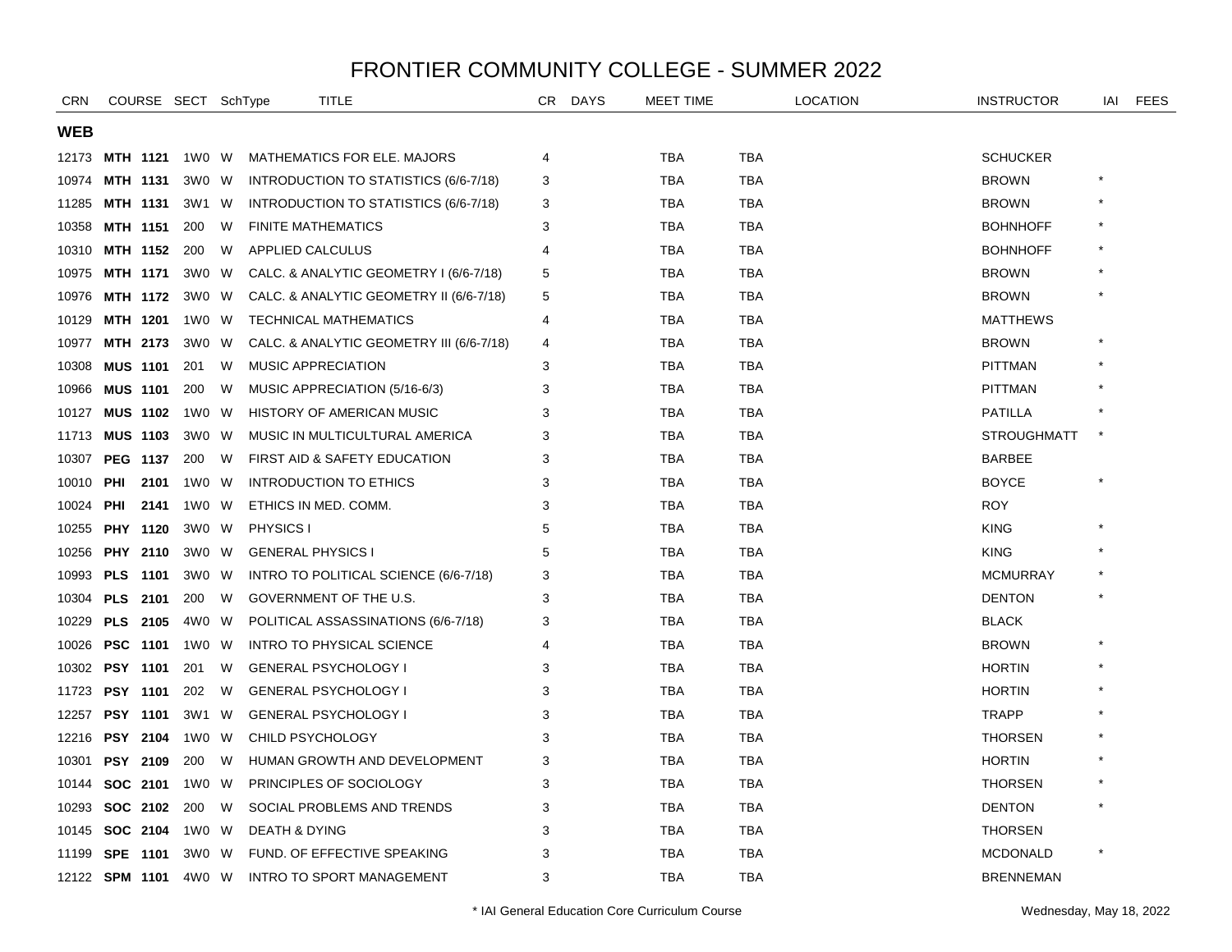# FRONTIER COMMUNITY COLLEGE - SUMMER 2022

| CRN | COURSE | SECT | SchType | TITLE | CR | DAYS | MEET TIME | LOCATION | INSTRUCTOR | IAI | FEES |
|---|---|---|---|---|---|---|---|---|---|---|---|
| **WEB** | | | | | | | | | | | |
| 12173 | **MTH 1121** | 1W0 | W | MATHEMATICS FOR ELE. MAJORS | 4 | | TBA | TBA | SCHUCKER | | |
| 10974 | **MTH 1131** | 3W0 | W | INTRODUCTION TO STATISTICS (6/6-7/18) | 3 | | TBA | TBA | BROWN | * | |
| 11285 | **MTH 1131** | 3W1 | W | INTRODUCTION TO STATISTICS (6/6-7/18) | 3 | | TBA | TBA | BROWN | * | |
| 10358 | **MTH 1151** | 200 | W | FINITE MATHEMATICS | 3 | | TBA | TBA | BOHNHOFF | * | |
| 10310 | **MTH 1152** | 200 | W | APPLIED CALCULUS | 4 | | TBA | TBA | BOHNHOFF | * | |
| 10975 | **MTH 1171** | 3W0 | W | CALC. & ANALYTIC GEOMETRY I (6/6-7/18) | 5 | | TBA | TBA | BROWN | * | |
| 10976 | **MTH 1172** | 3W0 | W | CALC. & ANALYTIC GEOMETRY II (6/6-7/18) | 5 | | TBA | TBA | BROWN | * | |
| 10129 | **MTH 1201** | 1W0 | W | TECHNICAL MATHEMATICS | 4 | | TBA | TBA | MATTHEWS | | |
| 10977 | **MTH 2173** | 3W0 | W | CALC. & ANALYTIC GEOMETRY III (6/6-7/18) | 4 | | TBA | TBA | BROWN | * | |
| 10308 | **MUS 1101** | 201 | W | MUSIC APPRECIATION | 3 | | TBA | TBA | PITTMAN | * | |
| 10966 | **MUS 1101** | 200 | W | MUSIC APPRECIATION (5/16-6/3) | 3 | | TBA | TBA | PITTMAN | * | |
| 10127 | **MUS 1102** | 1W0 | W | HISTORY OF AMERICAN MUSIC | 3 | | TBA | TBA | PATILLA | * | |
| 11713 | **MUS 1103** | 3W0 | W | MUSIC IN MULTICULTURAL AMERICA | 3 | | TBA | TBA | STROUGHMATT | * | |
| 10307 | **PEG 1137** | 200 | W | FIRST AID & SAFETY EDUCATION | 3 | | TBA | TBA | BARBEE | | |
| 10010 | **PHI 2101** | 1W0 | W | INTRODUCTION TO ETHICS | 3 | | TBA | TBA | BOYCE | * | |
| 10024 | **PHI 2141** | 1W0 | W | ETHICS IN MED. COMM. | 3 | | TBA | TBA | ROY | | |
| 10255 | **PHY 1120** | 3W0 | W | PHYSICS I | 5 | | TBA | TBA | KING | * | |
| 10256 | **PHY 2110** | 3W0 | W | GENERAL PHYSICS I | 5 | | TBA | TBA | KING | * | |
| 10993 | **PLS 1101** | 3W0 | W | INTRO TO POLITICAL SCIENCE (6/6-7/18) | 3 | | TBA | TBA | MCMURRAY | * | |
| 10304 | **PLS 2101** | 200 | W | GOVERNMENT OF THE U.S. | 3 | | TBA | TBA | DENTON | * | |
| 10229 | **PLS 2105** | 4W0 | W | POLITICAL ASSASSINATIONS (6/6-7/18) | 3 | | TBA | TBA | BLACK | | |
| 10026 | **PSC 1101** | 1W0 | W | INTRO TO PHYSICAL SCIENCE | 4 | | TBA | TBA | BROWN | * | |
| 10302 | **PSY 1101** | 201 | W | GENERAL PSYCHOLOGY I | 3 | | TBA | TBA | HORTIN | * | |
| 11723 | **PSY 1101** | 202 | W | GENERAL PSYCHOLOGY I | 3 | | TBA | TBA | HORTIN | * | |
| 12257 | **PSY 1101** | 3W1 | W | GENERAL PSYCHOLOGY I | 3 | | TBA | TBA | TRAPP | * | |
| 12216 | **PSY 2104** | 1W0 | W | CHILD PSYCHOLOGY | 3 | | TBA | TBA | THORSEN | * | |
| 10301 | **PSY 2109** | 200 | W | HUMAN GROWTH AND DEVELOPMENT | 3 | | TBA | TBA | HORTIN | * | |
| 10144 | **SOC 2101** | 1W0 | W | PRINCIPLES OF SOCIOLOGY | 3 | | TBA | TBA | THORSEN | * | |
| 10293 | **SOC 2102** | 200 | W | SOCIAL PROBLEMS AND TRENDS | 3 | | TBA | TBA | DENTON | * | |
| 10145 | **SOC 2104** | 1W0 | W | DEATH & DYING | 3 | | TBA | TBA | THORSEN | | |
| 11199 | **SPE 1101** | 3W0 | W | FUND. OF EFFECTIVE SPEAKING | 3 | | TBA | TBA | MCDONALD | * | |
| 12122 | **SPM 1101** | 4W0 | W | INTRO TO SPORT MANAGEMENT | 3 | | TBA | TBA | BRENNEMAN | | |

\* IAI General Education Core Curriculum Course

Wednesday, May 18, 2022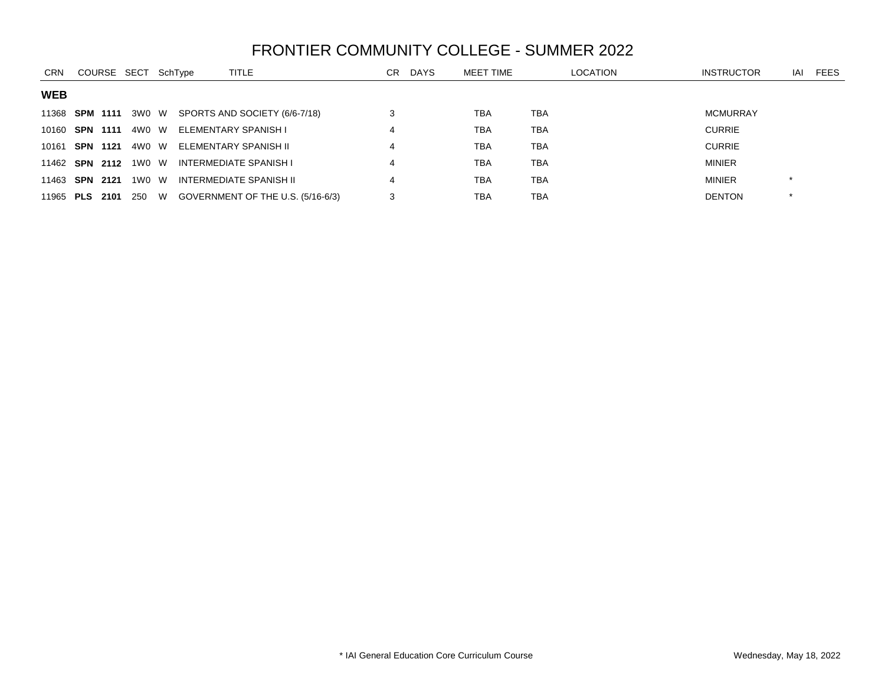# FRONTIER COMMUNITY COLLEGE - SUMMER 2022

| CRN | COURSE | | SECT | SchType | TITLE | CR | DAYS | MEET TIME | LOCATION | INSTRUCTOR | IAI | FEES |
|---|---|---|---|---|---|---|---|---|---|---|---|---|
| **WEB** | | | | | | | | | | | | |
| 11368 | **SPM** | **1111** | 3W0 | W | SPORTS AND SOCIETY (6/6-7/18) | 3 | | TBA | TBA | MCMURRAY | | |
| 10160 | **SPN** | **1111** | 4W0 | W | ELEMENTARY SPANISH I | 4 | | TBA | TBA | CURRIE | | |
| 10161 | **SPN** | **1121** | 4W0 | W | ELEMENTARY SPANISH II | 4 | | TBA | TBA | CURRIE | | |
| 11462 | **SPN** | **2112** | 1W0 | W | INTERMEDIATE SPANISH I | 4 | | TBA | TBA | MINIER | | |
| 11463 | **SPN** | **2121** | 1W0 | W | INTERMEDIATE SPANISH II | 4 | | TBA | TBA | MINIER | * | |
| 11965 | **PLS** | **2101** | 250 | W | GOVERNMENT OF THE U.S. (5/16-6/3) | 3 | | TBA | TBA | DENTON | * | |

* IAI General Education Core Curriculum Course

Wednesday, May 18, 2022